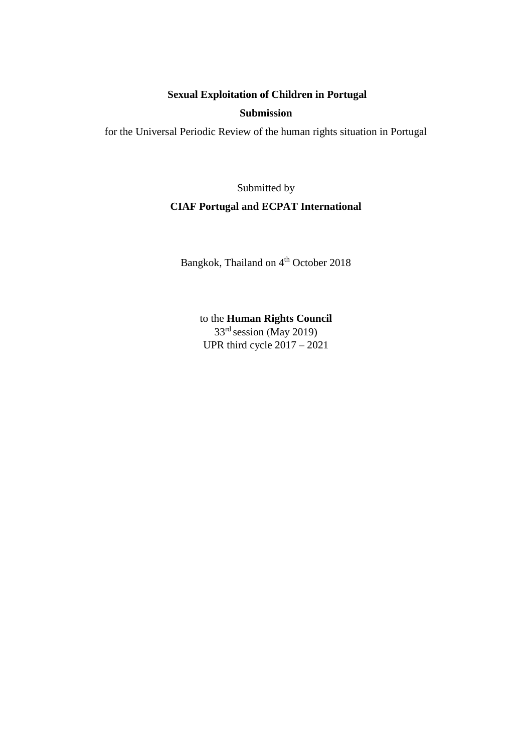**Sexual Exploitation of Children in Portugal**

**Submission**

for the Universal Periodic Review of the human rights situation in Portugal

Submitted by

**CIAF Portugal and ECPAT International**

Bangkok, Thailand on 4th October 2018

to the **Human Rights Council**
33rd session (May 2019)
UPR third cycle 2017 – 2021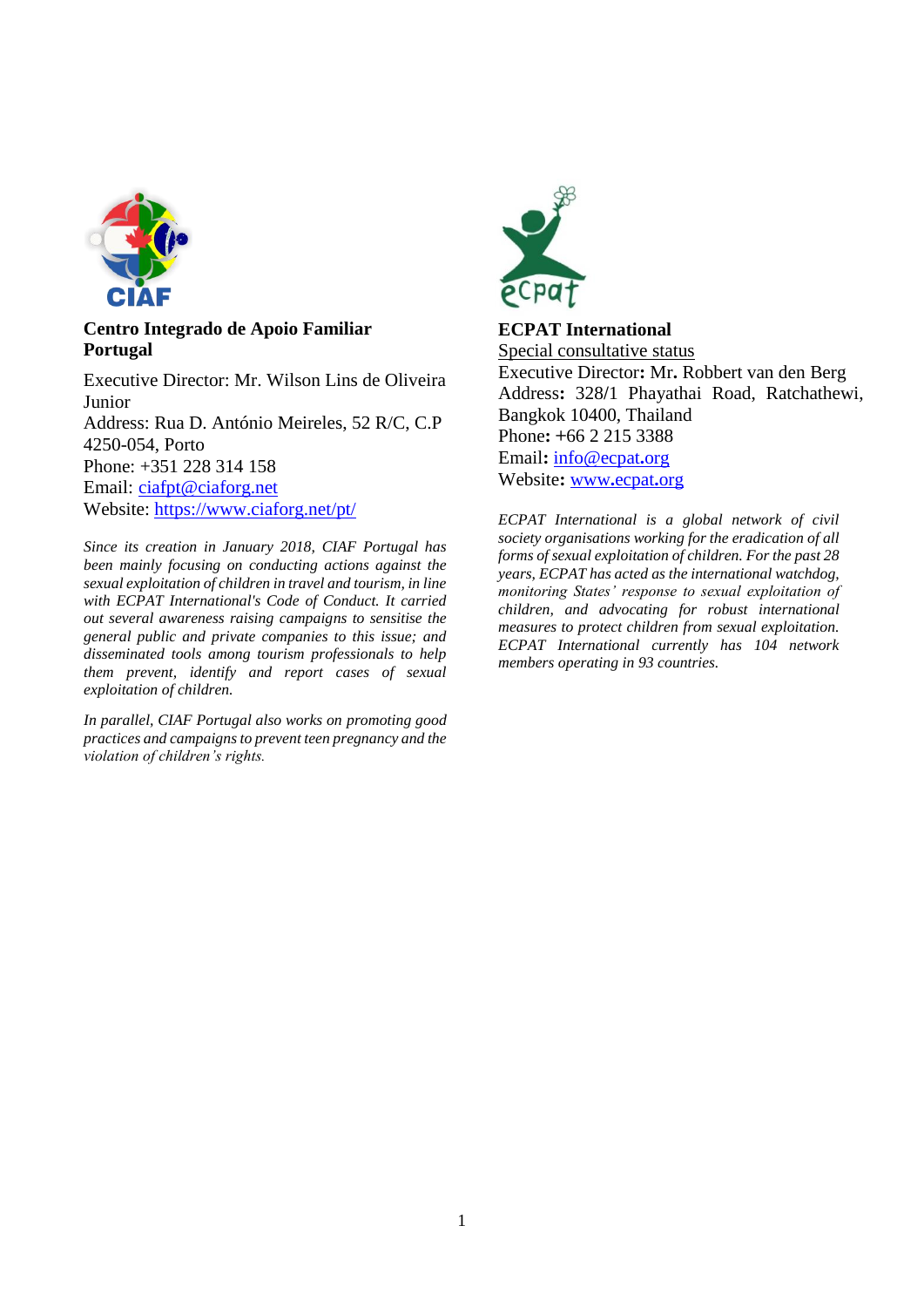**Centro Integrado de Apoio Familiar Portugal**

Executive Director: Mr. Wilson Lins de Oliveira Junior
Address: Rua D. António Meireles, 52 R/C, C.P 4250-054, Porto
Phone: +351 228 314 158
Email: ciafpt@ciaforg.net
Website: https://www.ciaforg.net/pt/

*Since its creation in January 2018, CIAF Portugal has been mainly focusing on conducting actions against the sexual exploitation of children in travel and tourism, in line with ECPAT International's Code of Conduct. It carried out several awareness raising campaigns to sensitise the general public and private companies to this issue; and disseminated tools among tourism professionals to help them prevent, identify and report cases of sexual exploitation of children.*

*In parallel, CIAF Portugal also works on promoting good practices and campaigns to prevent teen pregnancy and the violation of children's rights.*

**ECPAT International**
Special consultative status
Executive Director: Mr. Robbert van den Berg
Address: 328/1 Phayathai Road, Ratchathewi, Bangkok 10400, Thailand
Phone: +66 2 215 3388
Email: info@ecpat.org
Website: www.ecpat.org

*ECPAT International is a global network of civil society organisations working for the eradication of all forms of sexual exploitation of children. For the past 28 years, ECPAT has acted as the international watchdog, monitoring States' response to sexual exploitation of children, and advocating for robust international measures to protect children from sexual exploitation. ECPAT International currently has 104 network members operating in 93 countries.*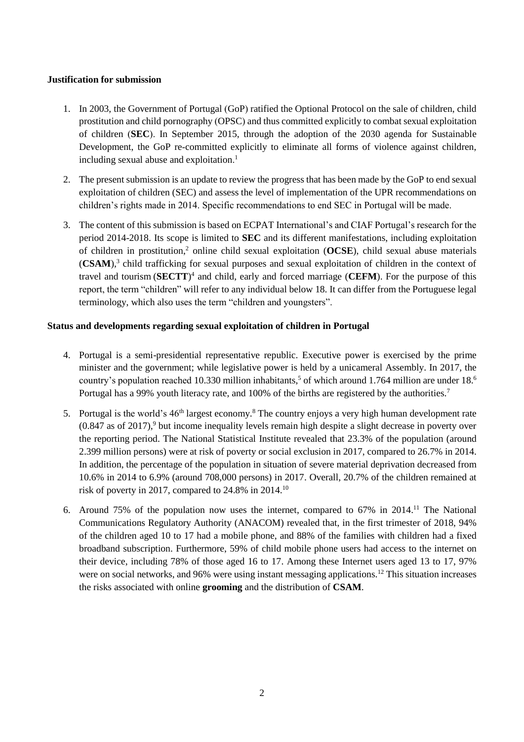**Justification for submission**

1. In 2003, the Government of Portugal (GoP) ratified the Optional Protocol on the sale of children, child prostitution and child pornography (OPSC) and thus committed explicitly to combat sexual exploitation of children (**SEC**). In September 2015, through the adoption of the 2030 agenda for Sustainable Development, the GoP re-committed explicitly to eliminate all forms of violence against children, including sexual abuse and exploitation.[1]

2. The present submission is an update to review the progress that has been made by the GoP to end sexual exploitation of children (SEC) and assess the level of implementation of the UPR recommendations on children's rights made in 2014. Specific recommendations to end SEC in Portugal will be made.

3. The content of this submission is based on ECPAT International's and CIAF Portugal's research for the period 2014-2018. Its scope is limited to **SEC** and its different manifestations, including exploitation of children in prostitution,[2] online child sexual exploitation (**OCSE**), child sexual abuse materials (**CSAM**),[3] child trafficking for sexual purposes and sexual exploitation of children in the context of travel and tourism (**SECTT**)[4] and child, early and forced marriage (**CEFM**). For the purpose of this report, the term "children" will refer to any individual below 18. It can differ from the Portuguese legal terminology, which also uses the term "children and youngsters".

**Status and developments regarding sexual exploitation of children in Portugal**

4. Portugal is a semi-presidential representative republic. Executive power is exercised by the prime minister and the government; while legislative power is held by a unicameral Assembly. In 2017, the country's population reached 10.330 million inhabitants,[5] of which around 1.764 million are under 18.[6] Portugal has a 99% youth literacy rate, and 100% of the births are registered by the authorities.[7]

5. Portugal is the world's 46th largest economy.[8] The country enjoys a very high human development rate (0.847 as of 2017),[9] but income inequality levels remain high despite a slight decrease in poverty over the reporting period. The National Statistical Institute revealed that 23.3% of the population (around 2.399 million persons) were at risk of poverty or social exclusion in 2017, compared to 26.7% in 2014. In addition, the percentage of the population in situation of severe material deprivation decreased from 10.6% in 2014 to 6.9% (around 708,000 persons) in 2017. Overall, 20.7% of the children remained at risk of poverty in 2017, compared to 24.8% in 2014.[10]

6. Around 75% of the population now uses the internet, compared to 67% in 2014.[11] The National Communications Regulatory Authority (ANACOM) revealed that, in the first trimester of 2018, 94% of the children aged 10 to 17 had a mobile phone, and 88% of the families with children had a fixed broadband subscription. Furthermore, 59% of child mobile phone users had access to the internet on their device, including 78% of those aged 16 to 17. Among these Internet users aged 13 to 17, 97% were on social networks, and 96% were using instant messaging applications.[12] This situation increases the risks associated with online **grooming** and the distribution of **CSAM**.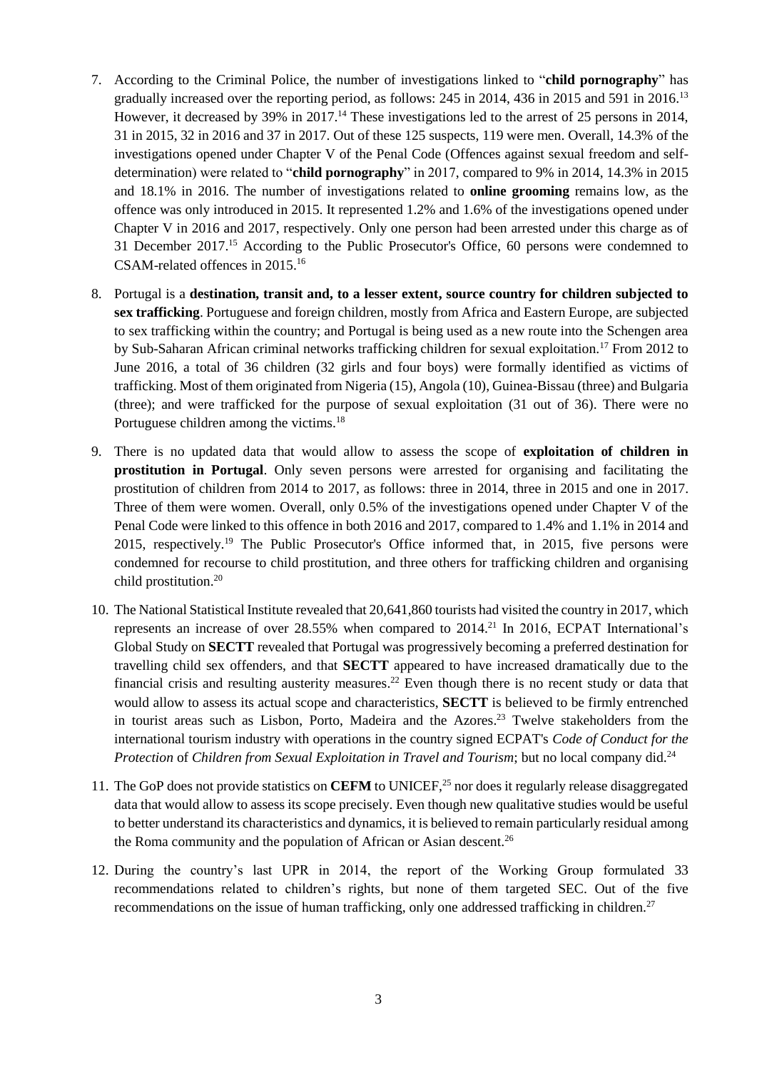7. According to the Criminal Police, the number of investigations linked to "**child pornography**" has gradually increased over the reporting period, as follows: 245 in 2014, 436 in 2015 and 591 in 2016.[13] However, it decreased by 39% in 2017.[14] These investigations led to the arrest of 25 persons in 2014, 31 in 2015, 32 in 2016 and 37 in 2017. Out of these 125 suspects, 119 were men. Overall, 14.3% of the investigations opened under Chapter V of the Penal Code (Offences against sexual freedom and self-determination) were related to "**child pornography**" in 2017, compared to 9% in 2014, 14.3% in 2015 and 18.1% in 2016. The number of investigations related to **online grooming** remains low, as the offence was only introduced in 2015. It represented 1.2% and 1.6% of the investigations opened under Chapter V in 2016 and 2017, respectively. Only one person had been arrested under this charge as of 31 December 2017.[15] According to the Public Prosecutor's Office, 60 persons were condemned to CSAM-related offences in 2015.[16]

8. Portugal is a **destination, transit and, to a lesser extent, source country for children subjected to sex trafficking**. Portuguese and foreign children, mostly from Africa and Eastern Europe, are subjected to sex trafficking within the country; and Portugal is being used as a new route into the Schengen area by Sub-Saharan African criminal networks trafficking children for sexual exploitation.[17] From 2012 to June 2016, a total of 36 children (32 girls and four boys) were formally identified as victims of trafficking. Most of them originated from Nigeria (15), Angola (10), Guinea-Bissau (three) and Bulgaria (three); and were trafficked for the purpose of sexual exploitation (31 out of 36). There were no Portuguese children among the victims.[18]

9. There is no updated data that would allow to assess the scope of **exploitation of children in prostitution in Portugal**. Only seven persons were arrested for organising and facilitating the prostitution of children from 2014 to 2017, as follows: three in 2014, three in 2015 and one in 2017. Three of them were women. Overall, only 0.5% of the investigations opened under Chapter V of the Penal Code were linked to this offence in both 2016 and 2017, compared to 1.4% and 1.1% in 2014 and 2015, respectively.[19] The Public Prosecutor's Office informed that, in 2015, five persons were condemned for recourse to child prostitution, and three others for trafficking children and organising child prostitution.[20]

10. The National Statistical Institute revealed that 20,641,860 tourists had visited the country in 2017, which represents an increase of over 28.55% when compared to 2014.[21] In 2016, ECPAT International's Global Study on **SECTT** revealed that Portugal was progressively becoming a preferred destination for travelling child sex offenders, and that **SECTT** appeared to have increased dramatically due to the financial crisis and resulting austerity measures.[22] Even though there is no recent study or data that would allow to assess its actual scope and characteristics, **SECTT** is believed to be firmly entrenched in tourist areas such as Lisbon, Porto, Madeira and the Azores.[23] Twelve stakeholders from the international tourism industry with operations in the country signed ECPAT's *Code of Conduct for the Protection* of *Children from Sexual Exploitation in Travel and Tourism*; but no local company did.[24]

11. The GoP does not provide statistics on **CEFM** to UNICEF,[25] nor does it regularly release disaggregated data that would allow to assess its scope precisely. Even though new qualitative studies would be useful to better understand its characteristics and dynamics, it is believed to remain particularly residual among the Roma community and the population of African or Asian descent.[26]

12. During the country's last UPR in 2014, the report of the Working Group formulated 33 recommendations related to children's rights, but none of them targeted SEC. Out of the five recommendations on the issue of human trafficking, only one addressed trafficking in children.[27]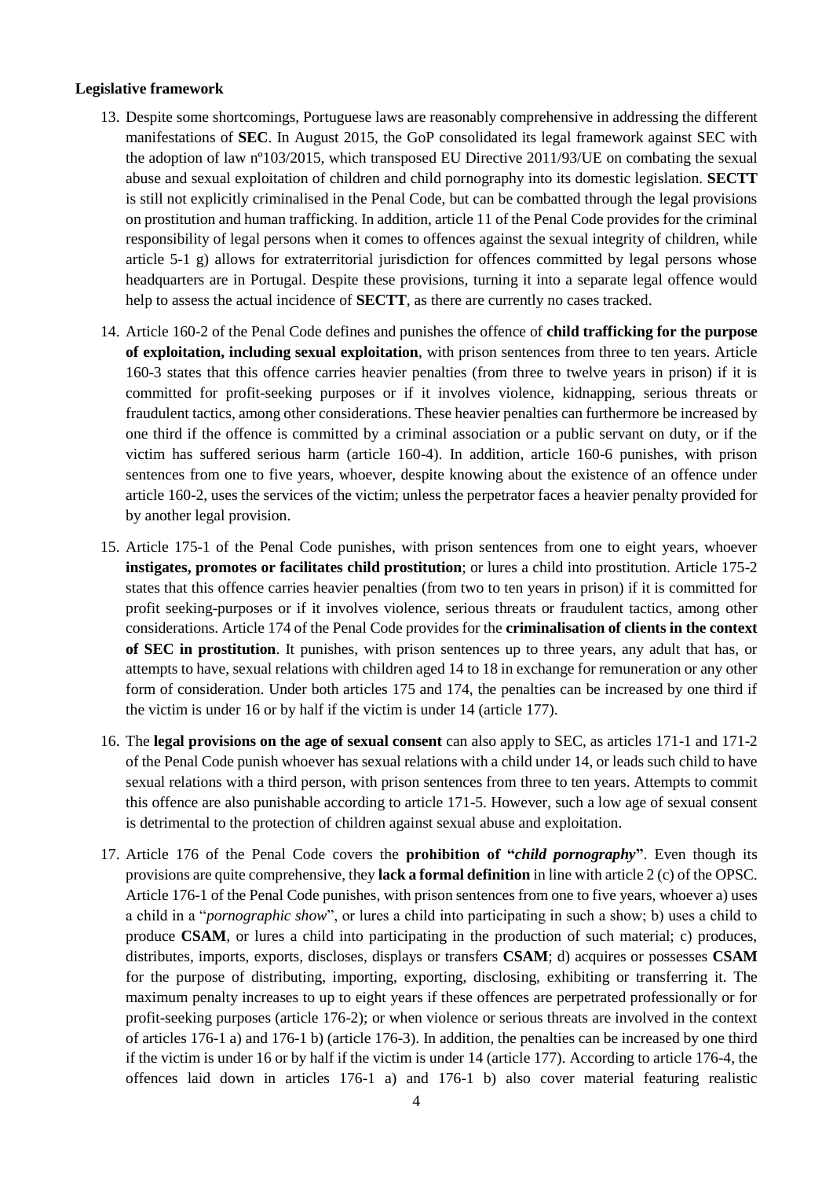**Legislative framework**

13. Despite some shortcomings, Portuguese laws are reasonably comprehensive in addressing the different manifestations of **SEC**. In August 2015, the GoP consolidated its legal framework against SEC with the adoption of law nº103/2015, which transposed EU Directive 2011/93/UE on combating the sexual abuse and sexual exploitation of children and child pornography into its domestic legislation. **SECTT** is still not explicitly criminalised in the Penal Code, but can be combatted through the legal provisions on prostitution and human trafficking. In addition, article 11 of the Penal Code provides for the criminal responsibility of legal persons when it comes to offences against the sexual integrity of children, while article 5-1 g) allows for extraterritorial jurisdiction for offences committed by legal persons whose headquarters are in Portugal. Despite these provisions, turning it into a separate legal offence would help to assess the actual incidence of **SECTT**, as there are currently no cases tracked.

14. Article 160-2 of the Penal Code defines and punishes the offence of **child trafficking for the purpose of exploitation, including sexual exploitation**, with prison sentences from three to ten years. Article 160-3 states that this offence carries heavier penalties (from three to twelve years in prison) if it is committed for profit-seeking purposes or if it involves violence, kidnapping, serious threats or fraudulent tactics, among other considerations. These heavier penalties can furthermore be increased by one third if the offence is committed by a criminal association or a public servant on duty, or if the victim has suffered serious harm (article 160-4). In addition, article 160-6 punishes, with prison sentences from one to five years, whoever, despite knowing about the existence of an offence under article 160-2, uses the services of the victim; unless the perpetrator faces a heavier penalty provided for by another legal provision.

15. Article 175-1 of the Penal Code punishes, with prison sentences from one to eight years, whoever **instigates, promotes or facilitates child prostitution**; or lures a child into prostitution. Article 175-2 states that this offence carries heavier penalties (from two to ten years in prison) if it is committed for profit seeking-purposes or if it involves violence, serious threats or fraudulent tactics, among other considerations. Article 174 of the Penal Code provides for the **criminalisation of clients in the context of SEC in prostitution**. It punishes, with prison sentences up to three years, any adult that has, or attempts to have, sexual relations with children aged 14 to 18 in exchange for remuneration or any other form of consideration. Under both articles 175 and 174, the penalties can be increased by one third if the victim is under 16 or by half if the victim is under 14 (article 177).

16. The **legal provisions on the age of sexual consent** can also apply to SEC, as articles 171-1 and 171-2 of the Penal Code punish whoever has sexual relations with a child under 14, or leads such child to have sexual relations with a third person, with prison sentences from three to ten years. Attempts to commit this offence are also punishable according to article 171-5. However, such a low age of sexual consent is detrimental to the protection of children against sexual abuse and exploitation.

17. Article 176 of the Penal Code covers the **prohibition of "*child pornography*"**. Even though its provisions are quite comprehensive, they **lack a formal definition** in line with article 2 (c) of the OPSC. Article 176-1 of the Penal Code punishes, with prison sentences from one to five years, whoever a) uses a child in a "*pornographic show*", or lures a child into participating in such a show; b) uses a child to produce **CSAM**, or lures a child into participating in the production of such material; c) produces, distributes, imports, exports, discloses, displays or transfers **CSAM**; d) acquires or possesses **CSAM** for the purpose of distributing, importing, exporting, disclosing, exhibiting or transferring it. The maximum penalty increases to up to eight years if these offences are perpetrated professionally or for profit-seeking purposes (article 176-2); or when violence or serious threats are involved in the context of articles 176-1 a) and 176-1 b) (article 176-3). In addition, the penalties can be increased by one third if the victim is under 16 or by half if the victim is under 14 (article 177). According to article 176-4, the offences laid down in articles 176-1 a) and 176-1 b) also cover material featuring realistic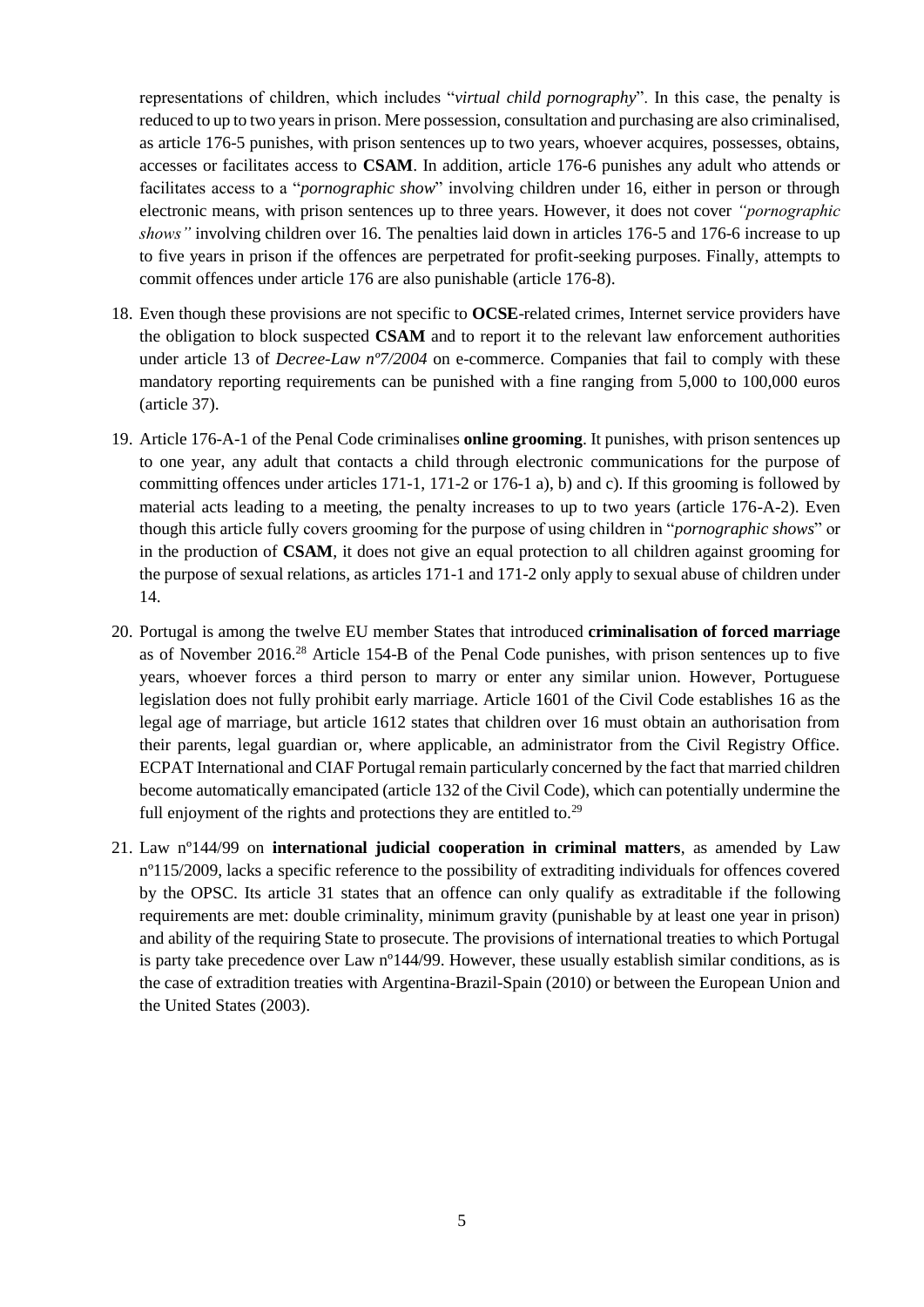representations of children, which includes "*virtual child pornography*". In this case, the penalty is reduced to up to two years in prison. Mere possession, consultation and purchasing are also criminalised, as article 176-5 punishes, with prison sentences up to two years, whoever acquires, possesses, obtains, accesses or facilitates access to **CSAM**. In addition, article 176-6 punishes any adult who attends or facilitates access to a "*pornographic show*" involving children under 16, either in person or through electronic means, with prison sentences up to three years. However, it does not cover *"pornographic shows"* involving children over 16. The penalties laid down in articles 176-5 and 176-6 increase to up to five years in prison if the offences are perpetrated for profit-seeking purposes. Finally, attempts to commit offences under article 176 are also punishable (article 176-8).

18. Even though these provisions are not specific to **OCSE**-related crimes, Internet service providers have the obligation to block suspected **CSAM** and to report it to the relevant law enforcement authorities under article 13 of *Decree-Law nº7/2004* on e-commerce. Companies that fail to comply with these mandatory reporting requirements can be punished with a fine ranging from 5,000 to 100,000 euros (article 37).

19. Article 176-A-1 of the Penal Code criminalises **online grooming**. It punishes, with prison sentences up to one year, any adult that contacts a child through electronic communications for the purpose of committing offences under articles 171-1, 171-2 or 176-1 a), b) and c). If this grooming is followed by material acts leading to a meeting, the penalty increases to up to two years (article 176-A-2). Even though this article fully covers grooming for the purpose of using children in "*pornographic shows*" or in the production of **CSAM**, it does not give an equal protection to all children against grooming for the purpose of sexual relations, as articles 171-1 and 171-2 only apply to sexual abuse of children under 14.

20. Portugal is among the twelve EU member States that introduced **criminalisation of forced marriage** as of November 2016.[28] Article 154-B of the Penal Code punishes, with prison sentences up to five years, whoever forces a third person to marry or enter any similar union. However, Portuguese legislation does not fully prohibit early marriage. Article 1601 of the Civil Code establishes 16 as the legal age of marriage, but article 1612 states that children over 16 must obtain an authorisation from their parents, legal guardian or, where applicable, an administrator from the Civil Registry Office. ECPAT International and CIAF Portugal remain particularly concerned by the fact that married children become automatically emancipated (article 132 of the Civil Code), which can potentially undermine the full enjoyment of the rights and protections they are entitled to.[29]

21. Law nº144/99 on **international judicial cooperation in criminal matters**, as amended by Law nº115/2009, lacks a specific reference to the possibility of extraditing individuals for offences covered by the OPSC. Its article 31 states that an offence can only qualify as extraditable if the following requirements are met: double criminality, minimum gravity (punishable by at least one year in prison) and ability of the requiring State to prosecute. The provisions of international treaties to which Portugal is party take precedence over Law nº144/99. However, these usually establish similar conditions, as is the case of extradition treaties with Argentina-Brazil-Spain (2010) or between the European Union and the United States (2003).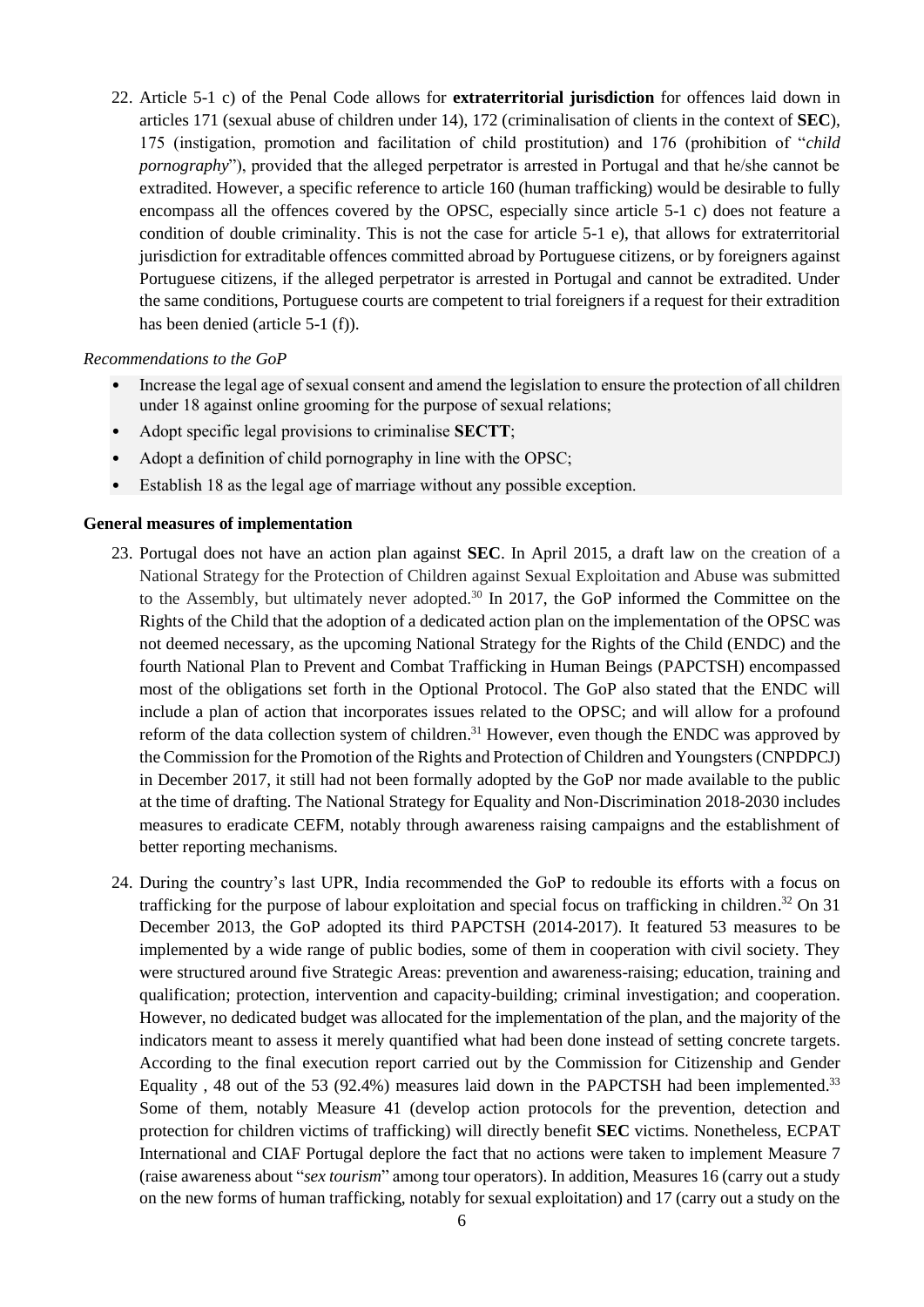22. Article 5-1 c) of the Penal Code allows for **extraterritorial jurisdiction** for offences laid down in articles 171 (sexual abuse of children under 14), 172 (criminalisation of clients in the context of **SEC**), 175 (instigation, promotion and facilitation of child prostitution) and 176 (prohibition of "*child pornography*"), provided that the alleged perpetrator is arrested in Portugal and that he/she cannot be extradited. However, a specific reference to article 160 (human trafficking) would be desirable to fully encompass all the offences covered by the OPSC, especially since article 5-1 c) does not feature a condition of double criminality. This is not the case for article 5-1 e), that allows for extraterritorial jurisdiction for extraditable offences committed abroad by Portuguese citizens, or by foreigners against Portuguese citizens, if the alleged perpetrator is arrested in Portugal and cannot be extradited. Under the same conditions, Portuguese courts are competent to trial foreigners if a request for their extradition has been denied (article 5-1 (f)).

*Recommendations to the GoP*

- Increase the legal age of sexual consent and amend the legislation to ensure the protection of all children under 18 against online grooming for the purpose of sexual relations;
- Adopt specific legal provisions to criminalise **SECTT**;
- Adopt a definition of child pornography in line with the OPSC;
- Establish 18 as the legal age of marriage without any possible exception.

**General measures of implementation**

23. Portugal does not have an action plan against **SEC**. In April 2015, a draft law on the creation of a National Strategy for the Protection of Children against Sexual Exploitation and Abuse was submitted to the Assembly, but ultimately never adopted.[30] In 2017, the GoP informed the Committee on the Rights of the Child that the adoption of a dedicated action plan on the implementation of the OPSC was not deemed necessary, as the upcoming National Strategy for the Rights of the Child (ENDC) and the fourth National Plan to Prevent and Combat Trafficking in Human Beings (PAPCTSH) encompassed most of the obligations set forth in the Optional Protocol. The GoP also stated that the ENDC will include a plan of action that incorporates issues related to the OPSC; and will allow for a profound reform of the data collection system of children.[31] However, even though the ENDC was approved by the Commission for the Promotion of the Rights and Protection of Children and Youngsters (CNPDPCJ) in December 2017, it still had not been formally adopted by the GoP nor made available to the public at the time of drafting. The National Strategy for Equality and Non-Discrimination 2018-2030 includes measures to eradicate CEFM, notably through awareness raising campaigns and the establishment of better reporting mechanisms.

24. During the country's last UPR, India recommended the GoP to redouble its efforts with a focus on trafficking for the purpose of labour exploitation and special focus on trafficking in children.[32] On 31 December 2013, the GoP adopted its third PAPCTSH (2014-2017). It featured 53 measures to be implemented by a wide range of public bodies, some of them in cooperation with civil society. They were structured around five Strategic Areas: prevention and awareness-raising; education, training and qualification; protection, intervention and capacity-building; criminal investigation; and cooperation. However, no dedicated budget was allocated for the implementation of the plan, and the majority of the indicators meant to assess it merely quantified what had been done instead of setting concrete targets. According to the final execution report carried out by the Commission for Citizenship and Gender Equality , 48 out of the 53 (92.4%) measures laid down in the PAPCTSH had been implemented.[33] Some of them, notably Measure 41 (develop action protocols for the prevention, detection and protection for children victims of trafficking) will directly benefit **SEC** victims. Nonetheless, ECPAT International and CIAF Portugal deplore the fact that no actions were taken to implement Measure 7 (raise awareness about "*sex tourism*" among tour operators). In addition, Measures 16 (carry out a study on the new forms of human trafficking, notably for sexual exploitation) and 17 (carry out a study on the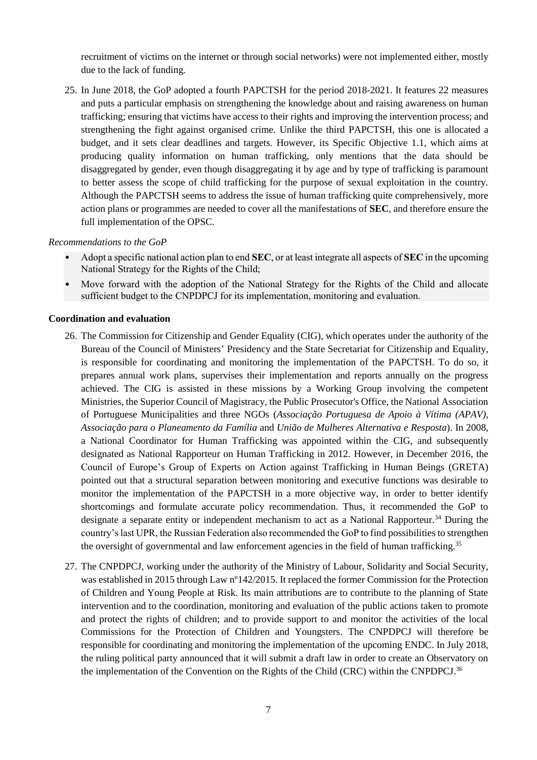recruitment of victims on the internet or through social networks) were not implemented either, mostly due to the lack of funding.

25. In June 2018, the GoP adopted a fourth PAPCTSH for the period 2018-2021. It features 22 measures and puts a particular emphasis on strengthening the knowledge about and raising awareness on human trafficking; ensuring that victims have access to their rights and improving the intervention process; and strengthening the fight against organised crime. Unlike the third PAPCTSH, this one is allocated a budget, and it sets clear deadlines and targets. However, its Specific Objective 1.1, which aims at producing quality information on human trafficking, only mentions that the data should be disaggregated by gender, even though disaggregating it by age and by type of trafficking is paramount to better assess the scope of child trafficking for the purpose of sexual exploitation in the country. Although the PAPCTSH seems to address the issue of human trafficking quite comprehensively, more action plans or programmes are needed to cover all the manifestations of **SEC**, and therefore ensure the full implementation of the OPSC.

*Recommendations to the GoP*

- Adopt a specific national action plan to end **SEC**, or at least integrate all aspects of **SEC** in the upcoming National Strategy for the Rights of the Child;
- Move forward with the adoption of the National Strategy for the Rights of the Child and allocate sufficient budget to the CNPDPCJ for its implementation, monitoring and evaluation.

**Coordination and evaluation**

26. The Commission for Citizenship and Gender Equality (CIG), which operates under the authority of the Bureau of the Council of Ministers' Presidency and the State Secretariat for Citizenship and Equality, is responsible for coordinating and monitoring the implementation of the PAPCTSH. To do so, it prepares annual work plans, supervises their implementation and reports annually on the progress achieved. The CIG is assisted in these missions by a Working Group involving the competent Ministries, the Superior Council of Magistracy, the Public Prosecutor's Office, the National Association of Portuguese Municipalities and three NGOs (*Associação Portuguesa de Apoio à Vítima (APAV)*, *Associação para o Planeamento da Família* and *União de Mulheres Alternativa e Resposta*). In 2008, a National Coordinator for Human Trafficking was appointed within the CIG, and subsequently designated as National Rapporteur on Human Trafficking in 2012. However, in December 2016, the Council of Europe's Group of Experts on Action against Trafficking in Human Beings (GRETA) pointed out that a structural separation between monitoring and executive functions was desirable to monitor the implementation of the PAPCTSH in a more objective way, in order to better identify shortcomings and formulate accurate policy recommendation. Thus, it recommended the GoP to designate a separate entity or independent mechanism to act as a National Rapporteur.[34] During the country's last UPR, the Russian Federation also recommended the GoP to find possibilities to strengthen the oversight of governmental and law enforcement agencies in the field of human trafficking.[35]

27. The CNPDPCJ, working under the authority of the Ministry of Labour, Solidarity and Social Security, was established in 2015 through Law nº142/2015. It replaced the former Commission for the Protection of Children and Young People at Risk. Its main attributions are to contribute to the planning of State intervention and to the coordination, monitoring and evaluation of the public actions taken to promote and protect the rights of children; and to provide support to and monitor the activities of the local Commissions for the Protection of Children and Youngsters. The CNPDPCJ will therefore be responsible for coordinating and monitoring the implementation of the upcoming ENDC. In July 2018, the ruling political party announced that it will submit a draft law in order to create an Observatory on the implementation of the Convention on the Rights of the Child (CRC) within the CNPDPCJ.[36]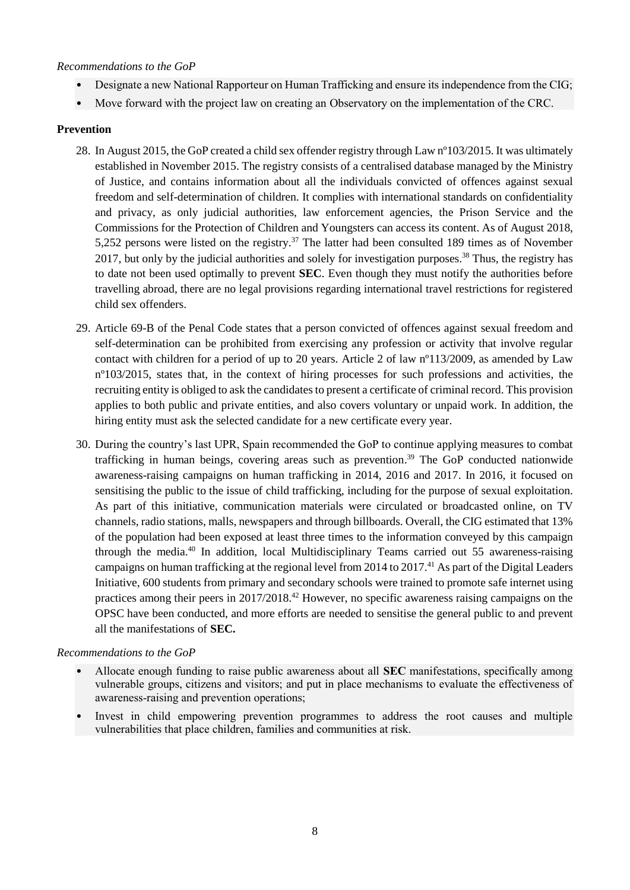*Recommendations to the GoP*

- Designate a new National Rapporteur on Human Trafficking and ensure its independence from the CIG;
- Move forward with the project law on creating an Observatory on the implementation of the CRC.

**Prevention**

28. In August 2015, the GoP created a child sex offender registry through Law nº103/2015. It was ultimately established in November 2015. The registry consists of a centralised database managed by the Ministry of Justice, and contains information about all the individuals convicted of offences against sexual freedom and self-determination of children. It complies with international standards on confidentiality and privacy, as only judicial authorities, law enforcement agencies, the Prison Service and the Commissions for the Protection of Children and Youngsters can access its content. As of August 2018, 5,252 persons were listed on the registry.[37] The latter had been consulted 189 times as of November 2017, but only by the judicial authorities and solely for investigation purposes.[38] Thus, the registry has to date not been used optimally to prevent **SEC**. Even though they must notify the authorities before travelling abroad, there are no legal provisions regarding international travel restrictions for registered child sex offenders.

29. Article 69-B of the Penal Code states that a person convicted of offences against sexual freedom and self-determination can be prohibited from exercising any profession or activity that involve regular contact with children for a period of up to 20 years. Article 2 of law nº113/2009, as amended by Law nº103/2015, states that, in the context of hiring processes for such professions and activities, the recruiting entity is obliged to ask the candidates to present a certificate of criminal record. This provision applies to both public and private entities, and also covers voluntary or unpaid work. In addition, the hiring entity must ask the selected candidate for a new certificate every year.

30. During the country's last UPR, Spain recommended the GoP to continue applying measures to combat trafficking in human beings, covering areas such as prevention.[39] The GoP conducted nationwide awareness-raising campaigns on human trafficking in 2014, 2016 and 2017. In 2016, it focused on sensitising the public to the issue of child trafficking, including for the purpose of sexual exploitation. As part of this initiative, communication materials were circulated or broadcasted online, on TV channels, radio stations, malls, newspapers and through billboards. Overall, the CIG estimated that 13% of the population had been exposed at least three times to the information conveyed by this campaign through the media.[40] In addition, local Multidisciplinary Teams carried out 55 awareness-raising campaigns on human trafficking at the regional level from 2014 to 2017.[41] As part of the Digital Leaders Initiative, 600 students from primary and secondary schools were trained to promote safe internet using practices among their peers in 2017/2018.[42] However, no specific awareness raising campaigns on the OPSC have been conducted, and more efforts are needed to sensitise the general public to and prevent all the manifestations of **SEC.**

*Recommendations to the GoP*

- Allocate enough funding to raise public awareness about all **SEC** manifestations, specifically among vulnerable groups, citizens and visitors; and put in place mechanisms to evaluate the effectiveness of awareness-raising and prevention operations;
- Invest in child empowering prevention programmes to address the root causes and multiple vulnerabilities that place children, families and communities at risk.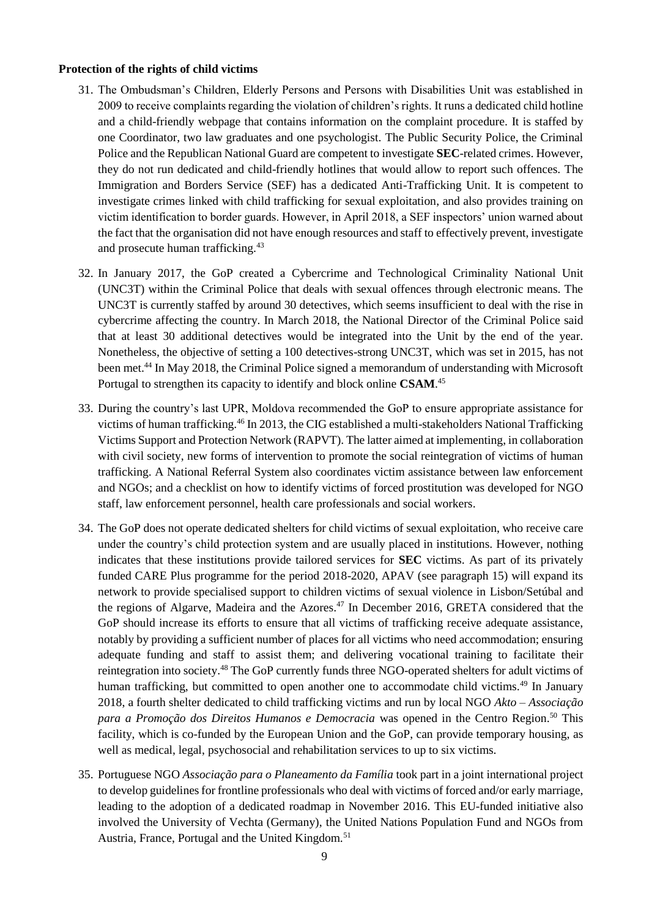**Protection of the rights of child victims**

31. The Ombudsman's Children, Elderly Persons and Persons with Disabilities Unit was established in 2009 to receive complaints regarding the violation of children's rights. It runs a dedicated child hotline and a child-friendly webpage that contains information on the complaint procedure. It is staffed by one Coordinator, two law graduates and one psychologist. The Public Security Police, the Criminal Police and the Republican National Guard are competent to investigate **SEC**-related crimes. However, they do not run dedicated and child-friendly hotlines that would allow to report such offences. The Immigration and Borders Service (SEF) has a dedicated Anti-Trafficking Unit. It is competent to investigate crimes linked with child trafficking for sexual exploitation, and also provides training on victim identification to border guards. However, in April 2018, a SEF inspectors' union warned about the fact that the organisation did not have enough resources and staff to effectively prevent, investigate and prosecute human trafficking.[43]

32. In January 2017, the GoP created a Cybercrime and Technological Criminality National Unit (UNC3T) within the Criminal Police that deals with sexual offences through electronic means. The UNC3T is currently staffed by around 30 detectives, which seems insufficient to deal with the rise in cybercrime affecting the country. In March 2018, the National Director of the Criminal Police said that at least 30 additional detectives would be integrated into the Unit by the end of the year. Nonetheless, the objective of setting a 100 detectives-strong UNC3T, which was set in 2015, has not been met.[44] In May 2018, the Criminal Police signed a memorandum of understanding with Microsoft Portugal to strengthen its capacity to identify and block online **CSAM**.[45]

33. During the country's last UPR, Moldova recommended the GoP to ensure appropriate assistance for victims of human trafficking.[46] In 2013, the CIG established a multi-stakeholders National Trafficking Victims Support and Protection Network (RAPVT). The latter aimed at implementing, in collaboration with civil society, new forms of intervention to promote the social reintegration of victims of human trafficking. A National Referral System also coordinates victim assistance between law enforcement and NGOs; and a checklist on how to identify victims of forced prostitution was developed for NGO staff, law enforcement personnel, health care professionals and social workers.

34. The GoP does not operate dedicated shelters for child victims of sexual exploitation, who receive care under the country's child protection system and are usually placed in institutions. However, nothing indicates that these institutions provide tailored services for **SEC** victims. As part of its privately funded CARE Plus programme for the period 2018-2020, APAV (see paragraph 15) will expand its network to provide specialised support to children victims of sexual violence in Lisbon/Setúbal and the regions of Algarve, Madeira and the Azores.[47] In December 2016, GRETA considered that the GoP should increase its efforts to ensure that all victims of trafficking receive adequate assistance, notably by providing a sufficient number of places for all victims who need accommodation; ensuring adequate funding and staff to assist them; and delivering vocational training to facilitate their reintegration into society.[48] The GoP currently funds three NGO-operated shelters for adult victims of human trafficking, but committed to open another one to accommodate child victims.[49] In January 2018, a fourth shelter dedicated to child trafficking victims and run by local NGO *Akto – Associação para a Promoção dos Direitos Humanos e Democracia* was opened in the Centro Region.[50] This facility, which is co-funded by the European Union and the GoP, can provide temporary housing, as well as medical, legal, psychosocial and rehabilitation services to up to six victims.

35. Portuguese NGO *Associação para o Planeamento da Família* took part in a joint international project to develop guidelines for frontline professionals who deal with victims of forced and/or early marriage, leading to the adoption of a dedicated roadmap in November 2016. This EU-funded initiative also involved the University of Vechta (Germany), the United Nations Population Fund and NGOs from Austria, France, Portugal and the United Kingdom.[51]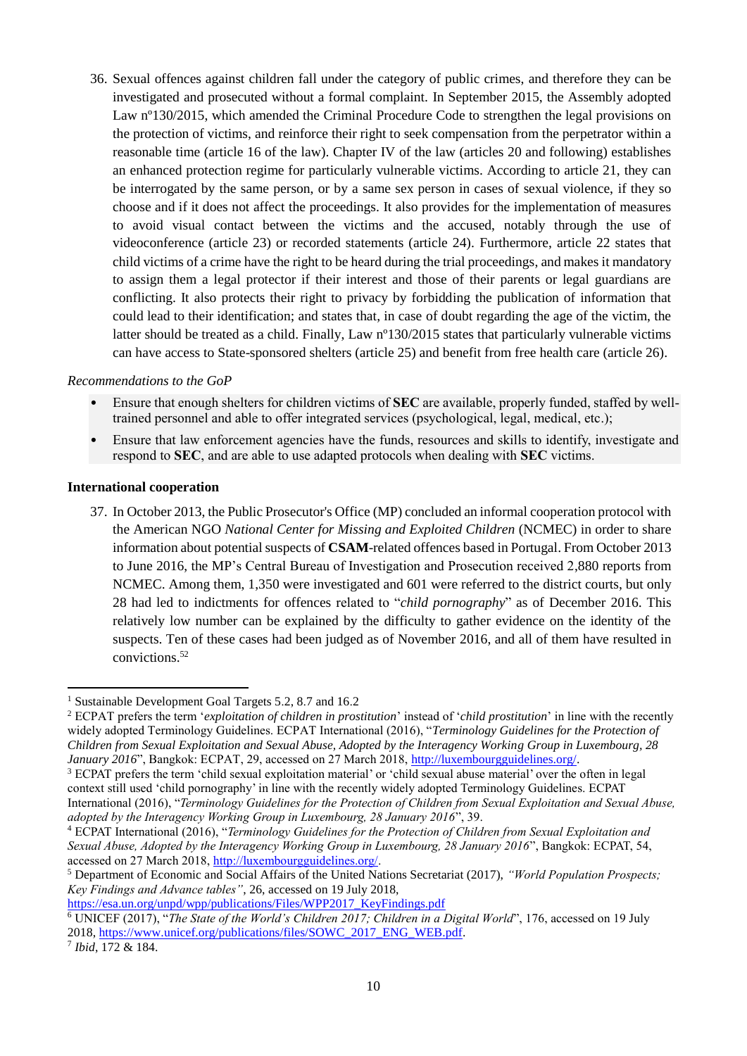36. Sexual offences against children fall under the category of public crimes, and therefore they can be investigated and prosecuted without a formal complaint. In September 2015, the Assembly adopted Law nº130/2015, which amended the Criminal Procedure Code to strengthen the legal provisions on the protection of victims, and reinforce their right to seek compensation from the perpetrator within a reasonable time (article 16 of the law). Chapter IV of the law (articles 20 and following) establishes an enhanced protection regime for particularly vulnerable victims. According to article 21, they can be interrogated by the same person, or by a same sex person in cases of sexual violence, if they so choose and if it does not affect the proceedings. It also provides for the implementation of measures to avoid visual contact between the victims and the accused, notably through the use of videoconference (article 23) or recorded statements (article 24). Furthermore, article 22 states that child victims of a crime have the right to be heard during the trial proceedings, and makes it mandatory to assign them a legal protector if their interest and those of their parents or legal guardians are conflicting. It also protects their right to privacy by forbidding the publication of information that could lead to their identification; and states that, in case of doubt regarding the age of the victim, the latter should be treated as a child. Finally, Law nº130/2015 states that particularly vulnerable victims can have access to State-sponsored shelters (article 25) and benefit from free health care (article 26).

*Recommendations to the GoP*

- Ensure that enough shelters for children victims of **SEC** are available, properly funded, staffed by well-trained personnel and able to offer integrated services (psychological, legal, medical, etc.);
- Ensure that law enforcement agencies have the funds, resources and skills to identify, investigate and respond to **SEC**, and are able to use adapted protocols when dealing with **SEC** victims.

**International cooperation**

37. In October 2013, the Public Prosecutor's Office (MP) concluded an informal cooperation protocol with the American NGO *National Center for Missing and Exploited Children* (NCMEC) in order to share information about potential suspects of **CSAM**-related offences based in Portugal. From October 2013 to June 2016, the MP's Central Bureau of Investigation and Prosecution received 2,880 reports from NCMEC. Among them, 1,350 were investigated and 601 were referred to the district courts, but only 28 had led to indictments for offences related to "*child pornography*" as of December 2016. This relatively low number can be explained by the difficulty to gather evidence on the identity of the suspects. Ten of these cases had been judged as of November 2016, and all of them have resulted in convictions.[52]

---

[1] Sustainable Development Goal Targets 5.2, 8.7 and 16.2

[2] ECPAT prefers the term '*exploitation of children in prostitution*' instead of '*child prostitution*' in line with the recently widely adopted Terminology Guidelines. ECPAT International (2016), "*Terminology Guidelines for the Protection of Children from Sexual Exploitation and Sexual Abuse, Adopted by the Interagency Working Group in Luxembourg, 28 January 2016*", Bangkok: ECPAT, 29, accessed on 27 March 2018, http://luxembourgguidelines.org/.

[3] ECPAT prefers the term 'child sexual exploitation material' or 'child sexual abuse material' over the often in legal context still used 'child pornography' in line with the recently widely adopted Terminology Guidelines. ECPAT International (2016), "*Terminology Guidelines for the Protection of Children from Sexual Exploitation and Sexual Abuse, adopted by the Interagency Working Group in Luxembourg, 28 January 2016*", 39.

[4] ECPAT International (2016), "*Terminology Guidelines for the Protection of Children from Sexual Exploitation and Sexual Abuse, Adopted by the Interagency Working Group in Luxembourg, 28 January 2016*", Bangkok: ECPAT, 54, accessed on 27 March 2018, http://luxembourgguidelines.org/.

[5] Department of Economic and Social Affairs of the United Nations Secretariat (2017), *"World Population Prospects; Key Findings and Advance tables"*, 26, accessed on 19 July 2018, https://esa.un.org/unpd/wpp/publications/Files/WPP2017_KeyFindings.pdf

[6] UNICEF (2017), "*The State of the World's Children 2017; Children in a Digital World*", 176, accessed on 19 July 2018, https://www.unicef.org/publications/files/SOWC_2017_ENG_WEB.pdf.

[7] *Ibid*, 172 & 184.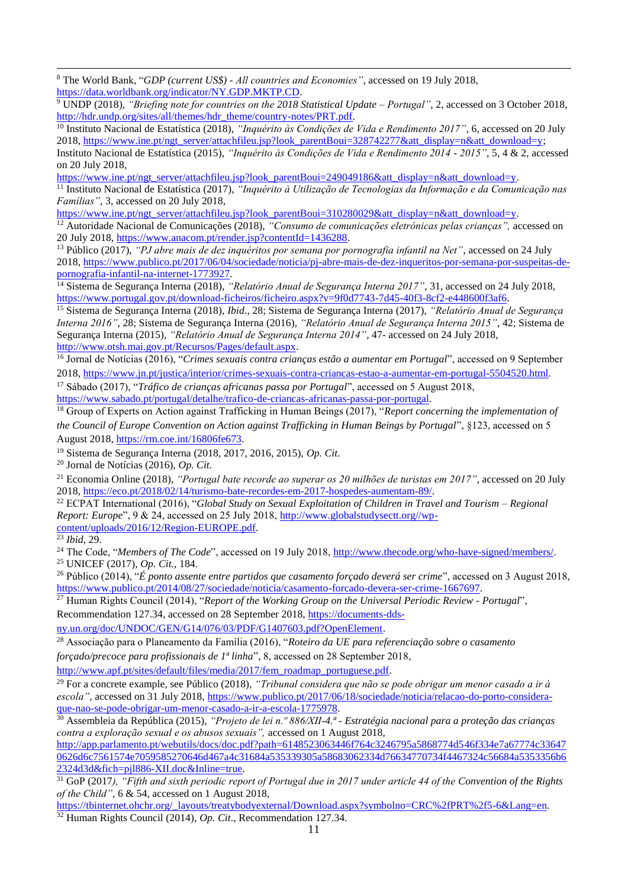[8] The World Bank, "*GDP (current US$) - All countries and Economies*", accessed on 19 July 2018, https://data.worldbank.org/indicator/NY.GDP.MKTP.CD.

[9] UNDP (2018), *"Briefing note for countries on the 2018 Statistical Update – Portugal"*, 2, accessed on 3 October 2018, http://hdr.undp.org/sites/all/themes/hdr_theme/country-notes/PRT.pdf.

[10] Instituto Nacional de Estatística (2018), *"Inquérito às Condições de Vida e Rendimento 2017"*, 6, accessed on 20 July 2018, https://www.ine.pt/ngt_server/attachfileu.jsp?look_parentBoui=328742277&att_display=n&att_download=y; Instituto Nacional de Estatística (2015), *"Inquérito às Condições de Vida e Rendimento 2014 - 2015"*, 5, 4 & 2, accessed on 20 July 2018, https://www.ine.pt/ngt_server/attachfileu.jsp?look_parentBoui=249049186&att_display=n&att_download=y.

[11] Instituto Nacional de Estatística (2017), *"Inquérito à Utilização de Tecnologias da Informação e da Comunicação nas Famílias"*, 3, accessed on 20 July 2018, https://www.ine.pt/ngt_server/attachfileu.jsp?look_parentBoui=310280029&att_display=n&att_download=y.

[12] Autoridade Nacional de Comunicações (2018), *"Consumo de comunicações eletrónicas pelas crianças"*, accessed on 20 July 2018, https://www.anacom.pt/render.jsp?contentId=1436288.

[13] Público (2017), *"PJ abre mais de dez inquéritos por semana por pornografia infantil na Net"*, accessed on 24 July 2018, https://www.publico.pt/2017/06/04/sociedade/noticia/pj-abre-mais-de-dez-inqueritos-por-semana-por-suspeitas-de-pornografia-infantil-na-internet-1773927.

[14] Sistema de Segurança Interna (2018), *"Relatório Anual de Segurança Interna 2017"*, 31, accessed on 24 July 2018, https://www.portugal.gov.pt/download-ficheiros/ficheiro.aspx?v=9f0d7743-7d45-40f3-8cf2-e448600f3af6.

[15] Sistema de Segurança Interna (2018), *Ibid*., 28; Sistema de Segurança Interna (2017), *"Relatório Anual de Segurança Interna 2016"*, 28; Sistema de Segurança Interna (2016), *"Relatório Anual de Segurança Interna 2015"*, 42; Sistema de Segurança Interna (2015), *"Relatório Anual de Segurança Interna 2014"*, 47- accessed on 24 July 2018, http://www.otsh.mai.gov.pt/Recursos/Pages/default.aspx.

[16] Jornal de Notícias (2016), "*Crimes sexuais contra crianças estão a aumentar em Portugal*", accessed on 9 September 2018, https://www.jn.pt/justica/interior/crimes-sexuais-contra-criancas-estao-a-aumentar-em-portugal-5504520.html.

[17] Sábado (2017), "*Tráfico de crianças africanas passa por Portugal*", accessed on 5 August 2018, https://www.sabado.pt/portugal/detalhe/trafico-de-criancas-africanas-passa-por-portugal.

[18] Group of Experts on Action against Trafficking in Human Beings (2017), "*Report concerning the implementation of the Council of Europe Convention on Action against Trafficking in Human Beings by Portugal*", §123, accessed on 5 August 2018, https://rm.coe.int/16806fe673.

[19] Sistema de Segurança Interna (2018, 2017, 2016, 2015), *Op. Cit*.

[20] Jornal de Notícias (2016), *Op. Cit.*

[21] Economia Online (2018), *"Portugal bate recorde ao superar os 20 milhões de turistas em 2017"*, accessed on 20 July 2018, https://eco.pt/2018/02/14/turismo-bate-recordes-em-2017-hospedes-aumentam-89/.

[22] ECPAT International (2016), "*Global Study on Sexual Exploitation of Children in Travel and Tourism – Regional Report: Europe*", 9 & 24, accessed on 25 July 2018, http://www.globalstudysectt.org//wp-content/uploads/2016/12/Region-EUROPE.pdf.

[23] *Ibid*, 29.

[24] The Code, "*Members of The Code*", accessed on 19 July 2018, http://www.thecode.org/who-have-signed/members/.

[25] UNICEF (2017), *Op. Cit.*, 184.

[26] Público (2014), "*É ponto assente entre partidos que casamento forçado deverá ser crime*", accessed on 3 August 2018, https://www.publico.pt/2014/08/27/sociedade/noticia/casamento-forcado-devera-ser-crime-1667697.

[27] Human Rights Council (2014), "*Report of the Working Group on the Universal Periodic Review - Portugal*", Recommendation 127.34, accessed on 28 September 2018, https://documents-dds-ny.un.org/doc/UNDOC/GEN/G14/076/03/PDF/G1407603.pdf?OpenElement.

[28] Associação para o Planeamento da Família (2016), "*Roteiro da UE para referenciação sobre o casamento forçado/precoce para profissionais de 1ª linha*", 8, accessed on 28 September 2018, http://www.apf.pt/sites/default/files/media/2017/fem_roadmap_portuguese.pdf.

[29] For a concrete example, see Público (2018), *"Tribunal considera que não se pode obrigar um menor casado a ir à escola"*, accessed on 31 July 2018, https://www.publico.pt/2017/06/18/sociedade/noticia/relacao-do-porto-considera-que-nao-se-pode-obrigar-um-menor-casado-a-ir-a-escola-1775978.

[30] Assembleia da República (2015), *"Projeto de lei n.º 886/XII-4.ª - Estratégia nacional para a proteção das crianças contra a exploração sexual e os abusos sexuais"*, accessed on 1 August 2018, http://app.parlamento.pt/webutils/docs/doc.pdf?path=6148523063446f764c3246795a5868774d546f334e7a67774c336470626d6c7561574e7059585270646d467a4c31684a535339305a58683062334d76634770734f4467324c56684a5353356b62324d3d&fich=pjl886-XII.doc&Inline=true.

[31] GoP (2017*), "Fifth and sixth periodic report of Portugal due in 2017 under article 44 of the Convention of the Rights of the Child"*, 6 & 54, accessed on 1 August 2018, https://tbinternet.ohchr.org/_layouts/treatybodyexternal/Download.aspx?symbolno=CRC%2fPRT%2f5-6&Lang=en.

[32] Human Rights Council (2014), *Op. Cit*., Recommendation 127.34.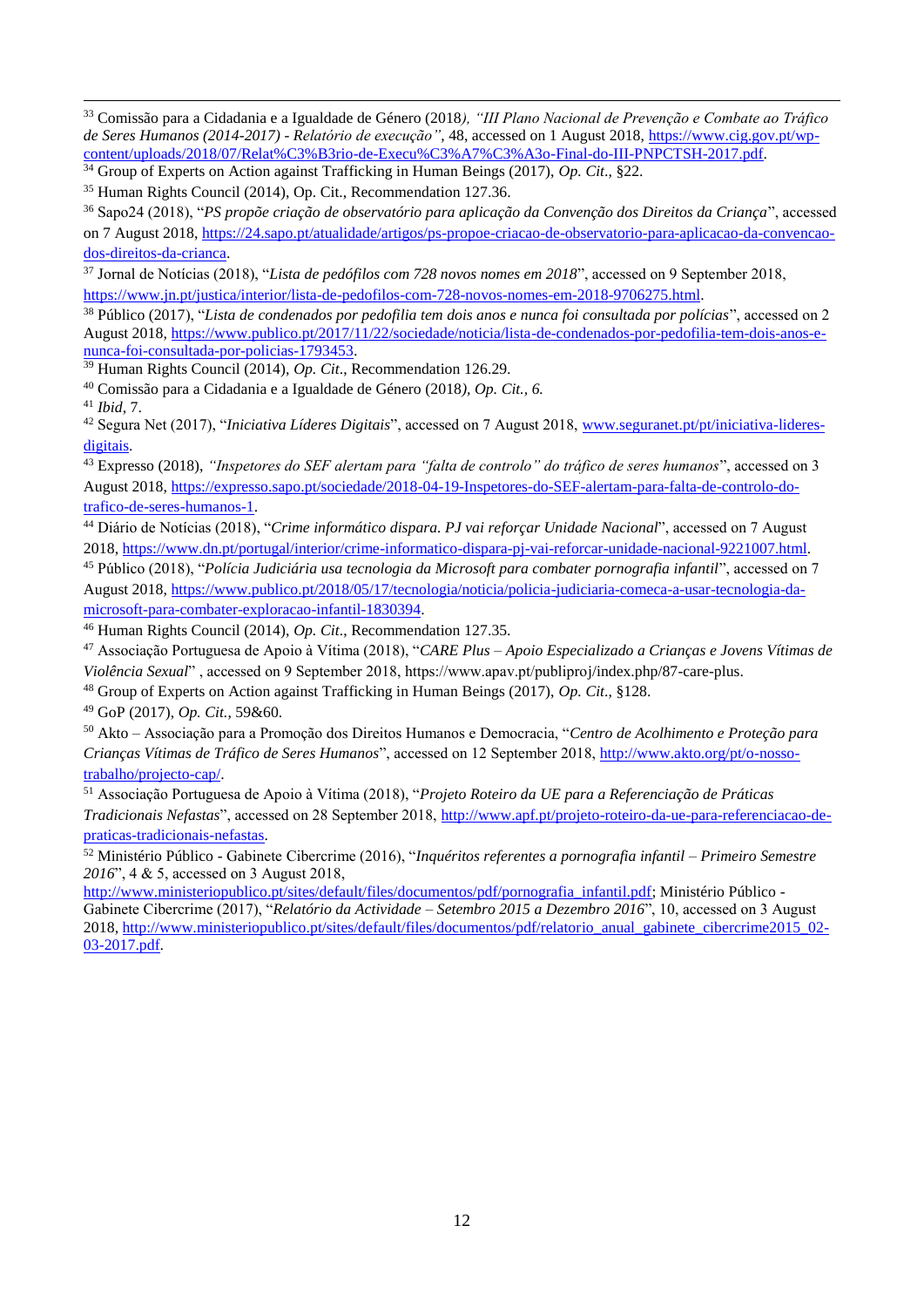[33] Comissão para a Cidadania e a Igualdade de Género (2018*), "III Plano Nacional de Prevenção e Combate ao Tráfico de Seres Humanos (2014-2017) - Relatório de execução"*, 48, accessed on 1 August 2018, https://www.cig.gov.pt/wp-content/uploads/2018/07/Relat%C3%B3rio-de-Execu%C3%A7%C3%A3o-Final-do-III-PNPCTSH-2017.pdf.

[34] Group of Experts on Action against Trafficking in Human Beings (2017), *Op. Cit*., §22.

[35] Human Rights Council (2014), Op. Cit., Recommendation 127.36.

[36] Sapo24 (2018), "*PS propõe criação de observatório para aplicação da Convenção dos Direitos da Criança*", accessed on 7 August 2018, https://24.sapo.pt/atualidade/artigos/ps-propoe-criacao-de-observatorio-para-aplicacao-da-convencao-dos-direitos-da-crianca.

[37] Jornal de Notícias (2018), "*Lista de pedófilos com 728 novos nomes em 2018*", accessed on 9 September 2018, https://www.jn.pt/justica/interior/lista-de-pedofilos-com-728-novos-nomes-em-2018-9706275.html.

[38] Público (2017), "*Lista de condenados por pedofilia tem dois anos e nunca foi consultada por polícias*", accessed on 2 August 2018, https://www.publico.pt/2017/11/22/sociedade/noticia/lista-de-condenados-por-pedofilia-tem-dois-anos-e-nunca-foi-consultada-por-policias-1793453.

[39] Human Rights Council (2014), *Op. Cit*., Recommendation 126.29.

[40] Comissão para a Cidadania e a Igualdade de Género (2018*), Op. Cit., 6.*

[41] *Ibid*, 7.

[42] Segura Net (2017), "*Iniciativa Líderes Digitais*", accessed on 7 August 2018, www.seguranet.pt/pt/iniciativa-lideres-digitais.

[43] Expresso (2018), *"Inspetores do SEF alertam para "falta de controlo" do tráfico de seres humanos*", accessed on 3 August 2018, https://expresso.sapo.pt/sociedade/2018-04-19-Inspetores-do-SEF-alertam-para-falta-de-controlo-do-trafico-de-seres-humanos-1.

[44] Diário de Notícias (2018), "*Crime informático dispara. PJ vai reforçar Unidade Nacional*", accessed on 7 August 2018, https://www.dn.pt/portugal/interior/crime-informatico-dispara-pj-vai-reforcar-unidade-nacional-9221007.html.

[45] Público (2018), "*Polícia Judiciária usa tecnologia da Microsoft para combater pornografia infantil*", accessed on 7 August 2018, https://www.publico.pt/2018/05/17/tecnologia/noticia/policia-judiciaria-comeca-a-usar-tecnologia-da-microsoft-para-combater-exploracao-infantil-1830394.

[46] Human Rights Council (2014), *Op. Cit*., Recommendation 127.35.

[47] Associação Portuguesa de Apoio à Vítima (2018), "*CARE Plus – Apoio Especializado a Crianças e Jovens Vítimas de Violência Sexual*" , accessed on 9 September 2018, https://www.apav.pt/publiproj/index.php/87-care-plus.

[48] Group of Experts on Action against Trafficking in Human Beings (2017), *Op. Cit*., §128.

[49] GoP (2017), *Op. Cit.*, 59&60.

[50] Akto – Associação para a Promoção dos Direitos Humanos e Democracia, "*Centro de Acolhimento e Proteção para Crianças Vítimas de Tráfico de Seres Humanos*", accessed on 12 September 2018, http://www.akto.org/pt/o-nosso-trabalho/projecto-cap/.

[51] Associação Portuguesa de Apoio à Vítima (2018), "*Projeto Roteiro da UE para a Referenciação de Práticas Tradicionais Nefastas*", accessed on 28 September 2018, http://www.apf.pt/projeto-roteiro-da-ue-para-referenciacao-de-praticas-tradicionais-nefastas.

[52] Ministério Público - Gabinete Cibercrime (2016), "*Inquéritos referentes a pornografia infantil – Primeiro Semestre 2016*", 4 & 5, accessed on 3 August 2018, http://www.ministeriopublico.pt/sites/default/files/documentos/pdf/pornografia_infantil.pdf; Ministério Público - Gabinete Cibercrime (2017), "*Relatório da Actividade – Setembro 2015 a Dezembro 2016*", 10, accessed on 3 August 2018, http://www.ministeriopublico.pt/sites/default/files/documentos/pdf/relatorio_anual_gabinete_cibercrime2015_02-03-2017.pdf.